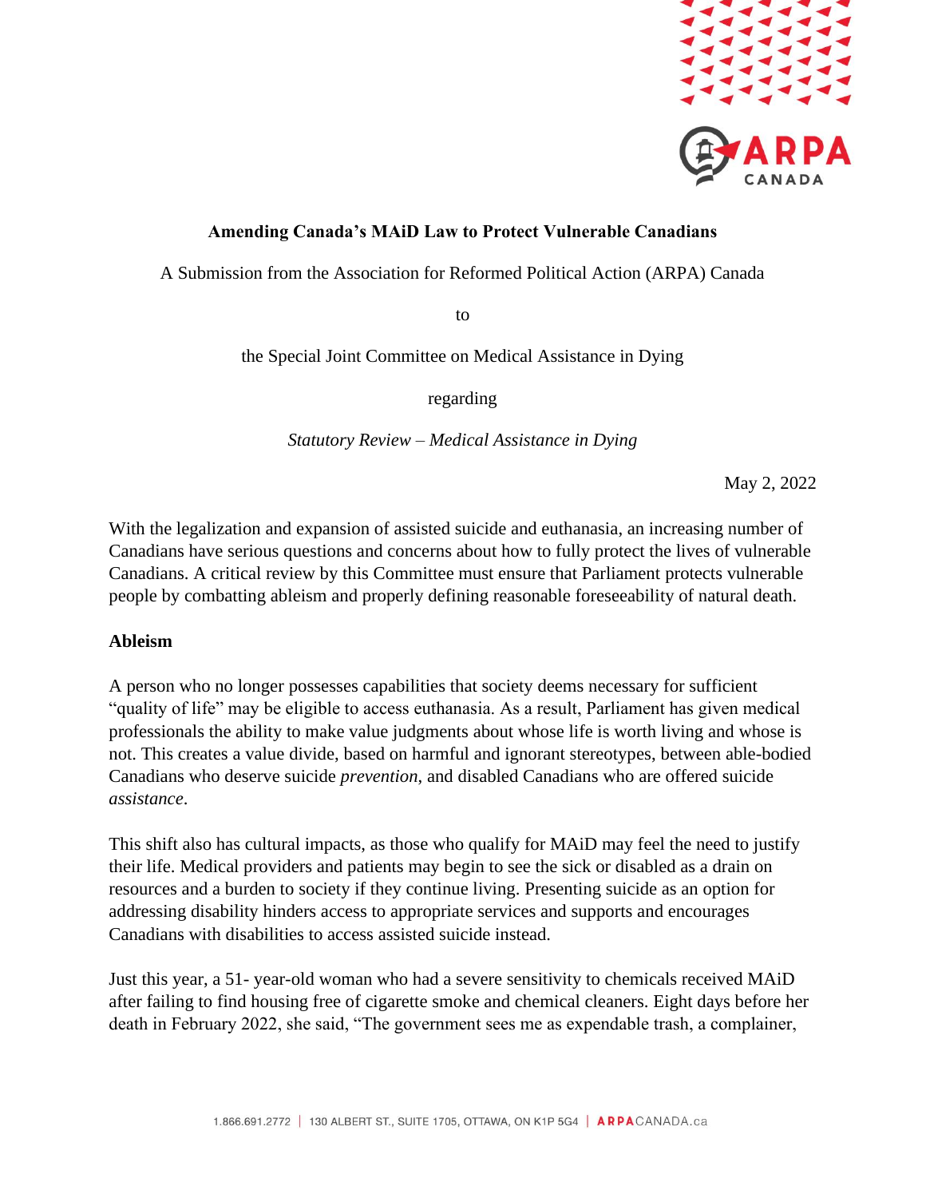**Amending Canada's MAiD Law to Protect Vulnerable Canadians**

A Submission from the Association for Reformed Political Action (ARPA) Canada

to

the Special Joint Committee on Medical Assistance in Dying

regarding

*Statutory Review – Medical Assistance in Dying*

May 2, 2022

With the legalization and expansion of assisted suicide and euthanasia, an increasing number of Canadians have serious questions and concerns about how to fully protect the lives of vulnerable Canadians. A critical review by this Committee must ensure that Parliament protects vulnerable people by combatting ableism and properly defining reasonable foreseeability of natural death.

**Ableism**

A person who no longer possesses capabilities that society deems necessary for sufficient "quality of life" may be eligible to access euthanasia. As a result, Parliament has given medical professionals the ability to make value judgments about whose life is worth living and whose is not. This creates a value divide, based on harmful and ignorant stereotypes, between able-bodied Canadians who deserve suicide *prevention*, and disabled Canadians who are offered suicide *assistance*.

This shift also has cultural impacts, as those who qualify for MAiD may feel the need to justify their life. Medical providers and patients may begin to see the sick or disabled as a drain on resources and a burden to society if they continue living. Presenting suicide as an option for addressing disability hinders access to appropriate services and supports and encourages Canadians with disabilities to access assisted suicide instead.

Just this year, a 51- year-old woman who had a severe sensitivity to chemicals received MAiD after failing to find housing free of cigarette smoke and chemical cleaners. Eight days before her death in February 2022, she said, "The government sees me as expendable trash, a complainer,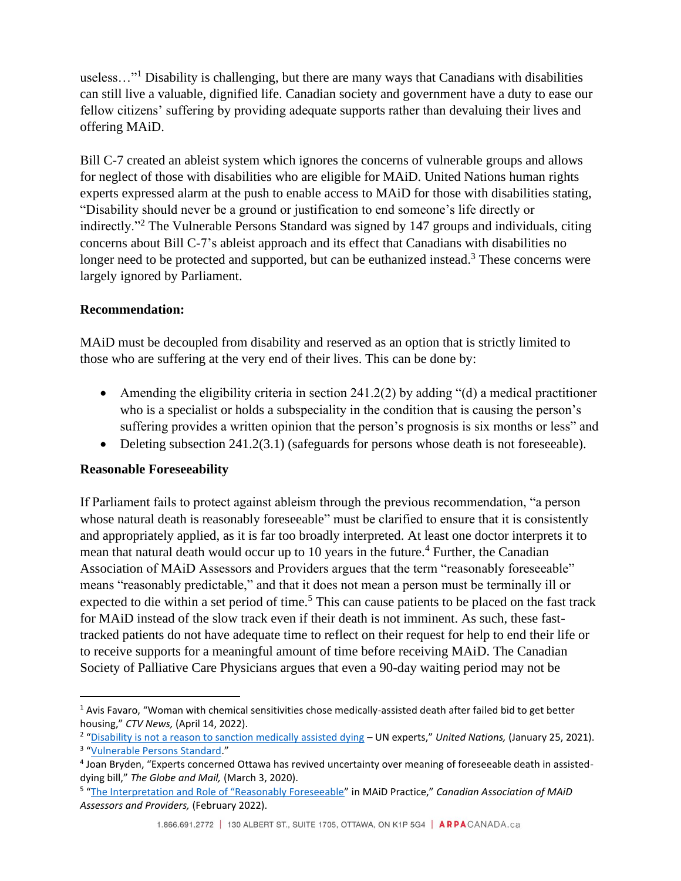useless…"[1] Disability is challenging, but there are many ways that Canadians with disabilities can still live a valuable, dignified life. Canadian society and government have a duty to ease our fellow citizens' suffering by providing adequate supports rather than devaluing their lives and offering MAiD.

Bill C-7 created an ableist system which ignores the concerns of vulnerable groups and allows for neglect of those with disabilities who are eligible for MAiD. United Nations human rights experts expressed alarm at the push to enable access to MAiD for those with disabilities stating, "Disability should never be a ground or justification to end someone's life directly or indirectly."[2] The Vulnerable Persons Standard was signed by 147 groups and individuals, citing concerns about Bill C-7's ableist approach and its effect that Canadians with disabilities no longer need to be protected and supported, but can be euthanized instead.[3] These concerns were largely ignored by Parliament.

**Recommendation:**

MAiD must be decoupled from disability and reserved as an option that is strictly limited to those who are suffering at the very end of their lives. This can be done by:

- Amending the eligibility criteria in section 241.2(2) by adding "(d) a medical practitioner who is a specialist or holds a subspeciality in the condition that is causing the person's suffering provides a written opinion that the person's prognosis is six months or less" and
- Deleting subsection 241.2(3.1) (safeguards for persons whose death is not foreseeable).

**Reasonable Foreseeability**

If Parliament fails to protect against ableism through the previous recommendation, "a person whose natural death is reasonably foreseeable" must be clarified to ensure that it is consistently and appropriately applied, as it is far too broadly interpreted. At least one doctor interprets it to mean that natural death would occur up to 10 years in the future.[4] Further, the Canadian Association of MAiD Assessors and Providers argues that the term "reasonably foreseeable" means "reasonably predictable," and that it does not mean a person must be terminally ill or expected to die within a set period of time.[5] This can cause patients to be placed on the fast track for MAiD instead of the slow track even if their death is not imminent. As such, these fast-tracked patients do not have adequate time to reflect on their request for help to end their life or to receive supports for a meaningful amount of time before receiving MAiD. The Canadian Society of Palliative Care Physicians argues that even a 90-day waiting period may not be

---

[1] Avis Favaro, "Woman with chemical sensitivities chose medically-assisted death after failed bid to get better housing," *CTV News,* (April 14, 2022).

[2] "Disability is not a reason to sanction medically assisted dying – UN experts," *United Nations,* (January 25, 2021).

[3] "Vulnerable Persons Standard."

[4] Joan Bryden, "Experts concerned Ottawa has revived uncertainty over meaning of foreseeable death in assisted-dying bill," *The Globe and Mail,* (March 3, 2020).

[5] "The Interpretation and Role of "Reasonably Foreseeable" in MAiD Practice," *Canadian Association of MAiD Assessors and Providers,* (February 2022).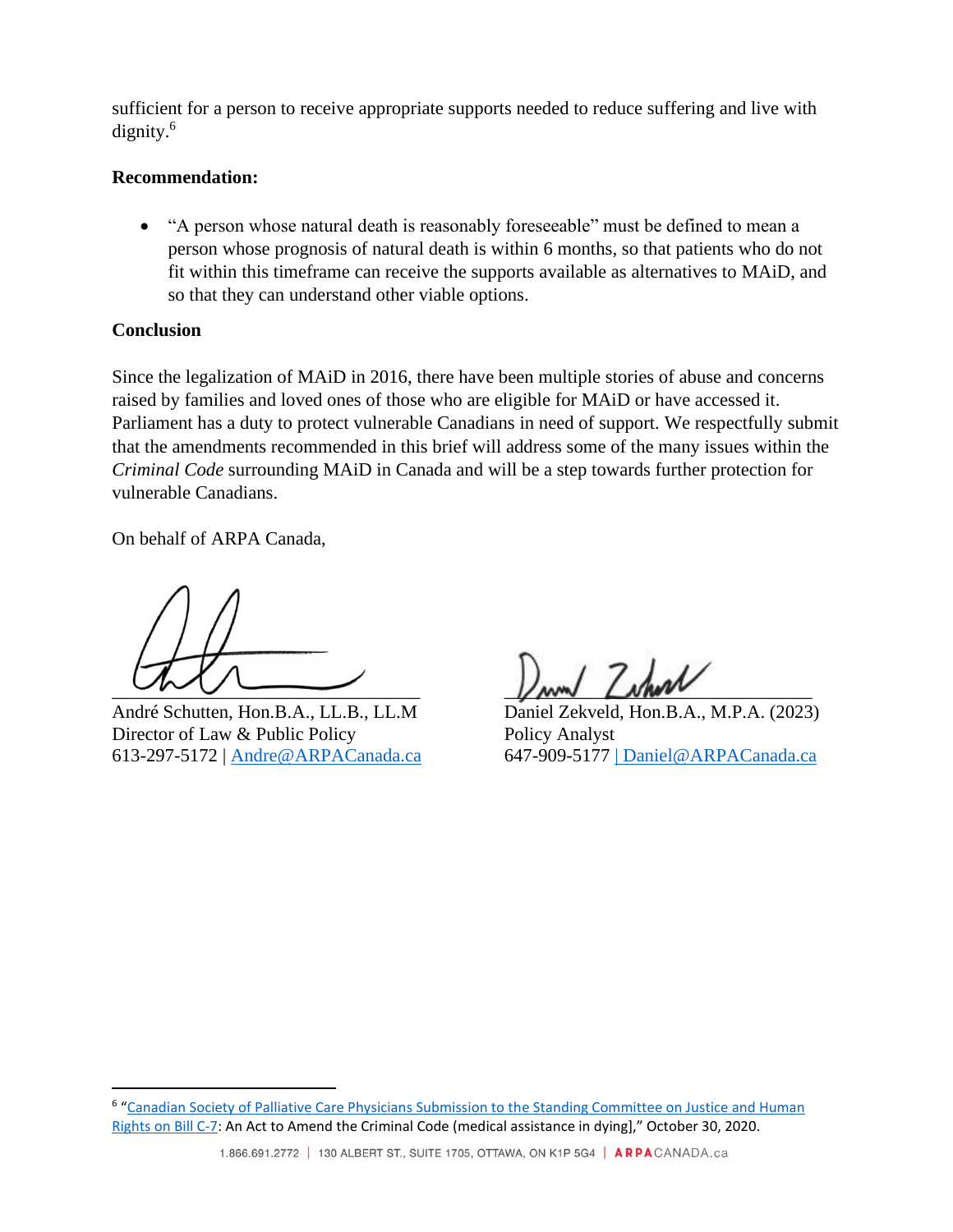sufficient for a person to receive appropriate supports needed to reduce suffering and live with dignity.[6]

**Recommendation:**

- "A person whose natural death is reasonably foreseeable" must be defined to mean a person whose prognosis of natural death is within 6 months, so that patients who do not fit within this timeframe can receive the supports available as alternatives to MAiD, and so that they can understand other viable options.

**Conclusion**

Since the legalization of MAiD in 2016, there have been multiple stories of abuse and concerns raised by families and loved ones of those who are eligible for MAiD or have accessed it. Parliament has a duty to protect vulnerable Canadians in need of support. We respectfully submit that the amendments recommended in this brief will address some of the many issues within the *Criminal Code* surrounding MAiD in Canada and will be a step towards further protection for vulnerable Canadians.

On behalf of ARPA Canada,

André Schutten, Hon.B.A., LL.B., LL.M
Director of Law & Public Policy
613-297-5172 | Andre@ARPACanada.ca

Daniel Zekveld, Hon.B.A., M.P.A. (2023)
Policy Analyst
647-909-5177 | Daniel@ARPACanada.ca

---

[6] "Canadian Society of Palliative Care Physicians Submission to the Standing Committee on Justice and Human Rights on Bill C-7: An Act to Amend the Criminal Code (medical assistance in dying)," October 30, 2020.